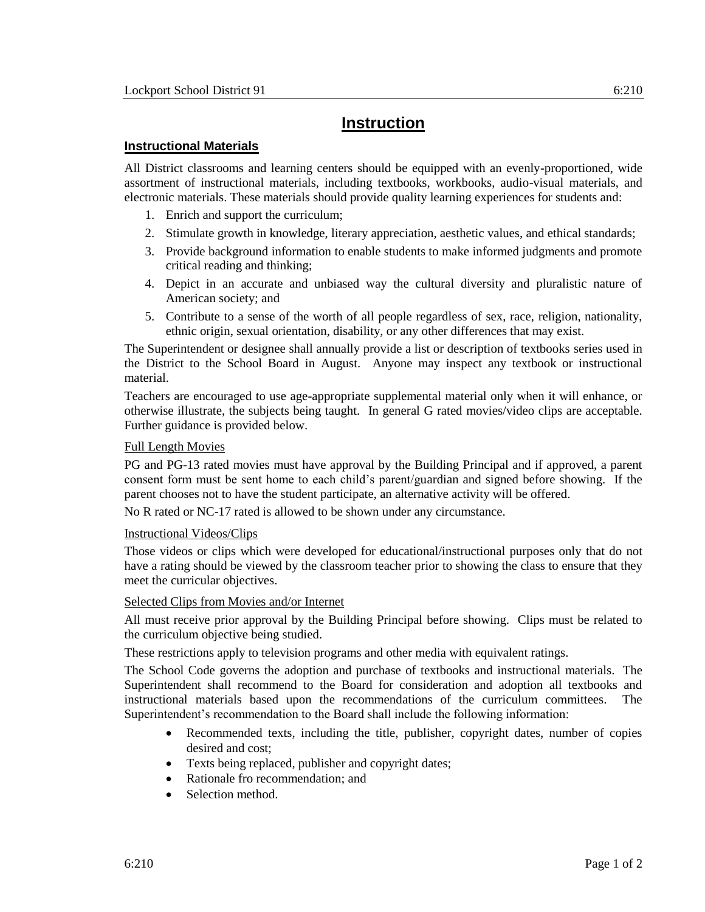# Instruction

## Instructional Materials

All District classrooms and learning centers should be equipped with an evenly-proportioned, wide assortment of instructional materials, including textbooks, workbooks, audio-visual materials, and electronic materials. These materials should provide quality learning experiences for students and:

1. Enrich and support the curriculum;
2. Stimulate growth in knowledge, literary appreciation, aesthetic values, and ethical standards;
3. Provide background information to enable students to make informed judgments and promote critical reading and thinking;
4. Depict in an accurate and unbiased way the cultural diversity and pluralistic nature of American society; and
5. Contribute to a sense of the worth of all people regardless of sex, race, religion, nationality, ethnic origin, sexual orientation, disability, or any other differences that may exist.

The Superintendent or designee shall annually provide a list or description of textbooks series used in the District to the School Board in August. Anyone may inspect any textbook or instructional material.

Teachers are encouraged to use age-appropriate supplemental material only when it will enhance, or otherwise illustrate, the subjects being taught. In general G rated movies/video clips are acceptable. Further guidance is provided below.

### Full Length Movies

PG and PG-13 rated movies must have approval by the Building Principal and if approved, a parent consent form must be sent home to each child's parent/guardian and signed before showing. If the parent chooses not to have the student participate, an alternative activity will be offered.

No R rated or NC-17 rated is allowed to be shown under any circumstance.

### Instructional Videos/Clips

Those videos or clips which were developed for educational/instructional purposes only that do not have a rating should be viewed by the classroom teacher prior to showing the class to ensure that they meet the curricular objectives.

### Selected Clips from Movies and/or Internet

All must receive prior approval by the Building Principal before showing. Clips must be related to the curriculum objective being studied.

These restrictions apply to television programs and other media with equivalent ratings.

The School Code governs the adoption and purchase of textbooks and instructional materials. The Superintendent shall recommend to the Board for consideration and adoption all textbooks and instructional materials based upon the recommendations of the curriculum committees. The Superintendent's recommendation to the Board shall include the following information:

- Recommended texts, including the title, publisher, copyright dates, number of copies desired and cost;
- Texts being replaced, publisher and copyright dates;
- Rationale fro recommendation; and
- Selection method.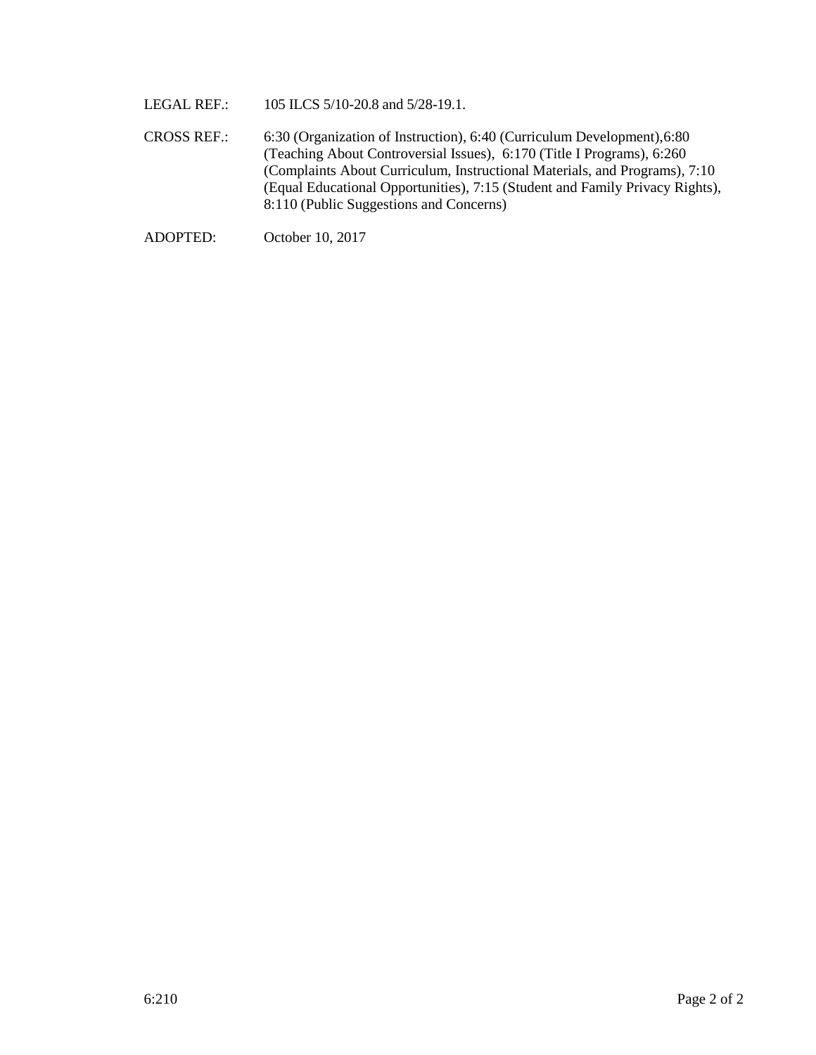LEGAL REF.: 105 ILCS 5/10-20.8 and 5/28-19.1.

CROSS REF.: 6:30 (Organization of Instruction), 6:40 (Curriculum Development),6:80 (Teaching About Controversial Issues), 6:170 (Title I Programs), 6:260 (Complaints About Curriculum, Instructional Materials, and Programs), 7:10 (Equal Educational Opportunities), 7:15 (Student and Family Privacy Rights), 8:110 (Public Suggestions and Concerns)

ADOPTED: October 10, 2017